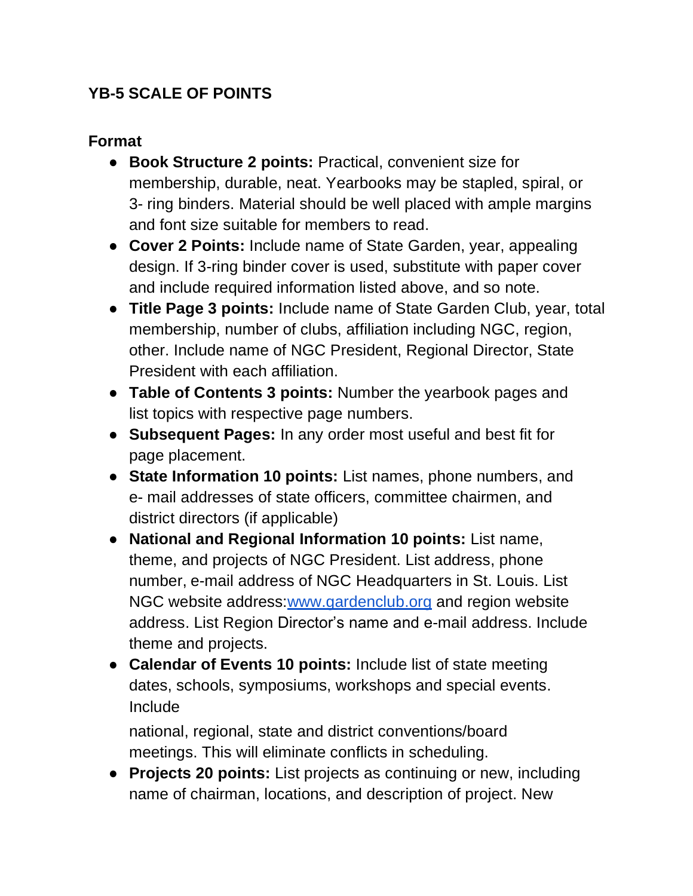# YB-5 SCALE OF POINTS

## Format

- **Book Structure 2 points:** Practical, convenient size for membership, durable, neat. Yearbooks may be stapled, spiral, or 3- ring binders. Material should be well placed with ample margins and font size suitable for members to read.
- **Cover 2 Points:** Include name of State Garden, year, appealing design. If 3-ring binder cover is used, substitute with paper cover and include required information listed above, and so note.
- **Title Page 3 points:** Include name of State Garden Club, year, total membership, number of clubs, affiliation including NGC, region, other. Include name of NGC President, Regional Director, State President with each affiliation.
- **Table of Contents 3 points:** Number the yearbook pages and list topics with respective page numbers.
- **Subsequent Pages:** In any order most useful and best fit for page placement.
- **State Information 10 points:** List names, phone numbers, and e- mail addresses of state officers, committee chairmen, and district directors (if applicable)
- **National and Regional Information 10 points:** List name, theme, and projects of NGC President. List address, phone number, e-mail address of NGC Headquarters in St. Louis. List NGC website address:[www.gardenclub.org](http://www.gardenclub.org) and region website address. List Region Director's name and e-mail address. Include theme and projects.
- **Calendar of Events 10 points:** Include list of state meeting dates, schools, symposiums, workshops and special events. Include

  national, regional, state and district conventions/board meetings. This will eliminate conflicts in scheduling.
- **Projects 20 points:** List projects as continuing or new, including name of chairman, locations, and description of project. New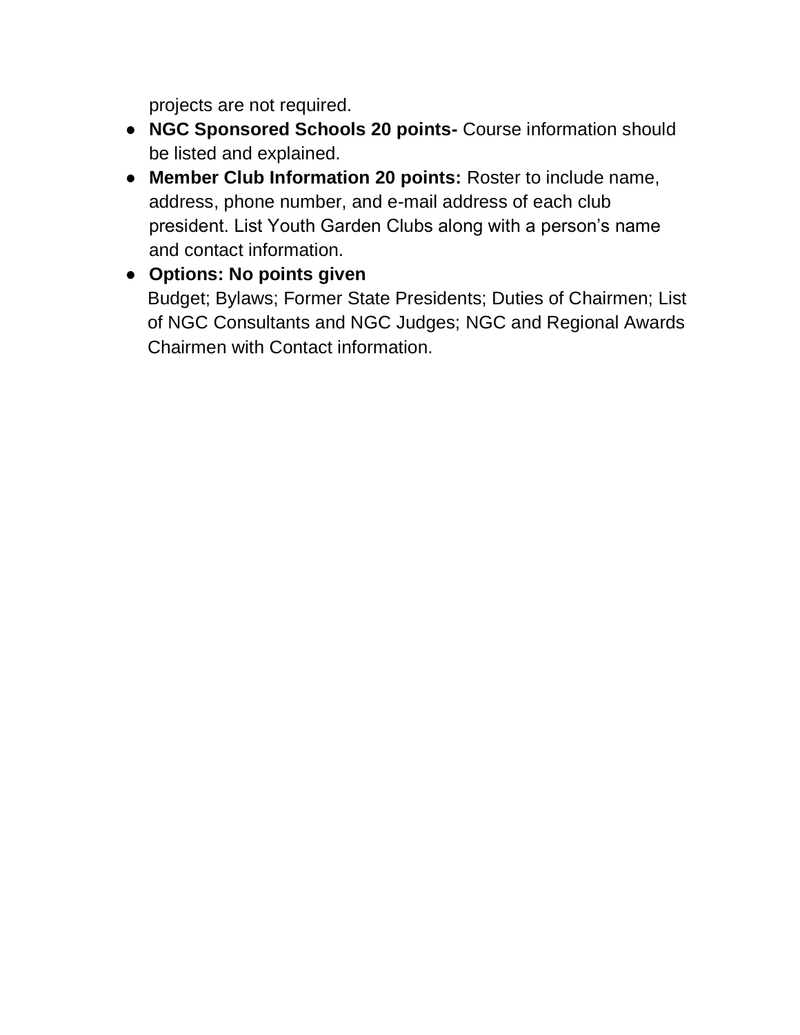projects are not required.

- **NGC Sponsored Schools 20 points-** Course information should be listed and explained.
- **Member Club Information 20 points:** Roster to include name, address, phone number, and e-mail address of each club president. List Youth Garden Clubs along with a person's name and contact information.
- **Options: No points given**
  Budget; Bylaws; Former State Presidents; Duties of Chairmen; List of NGC Consultants and NGC Judges; NGC and Regional Awards Chairmen with Contact information.